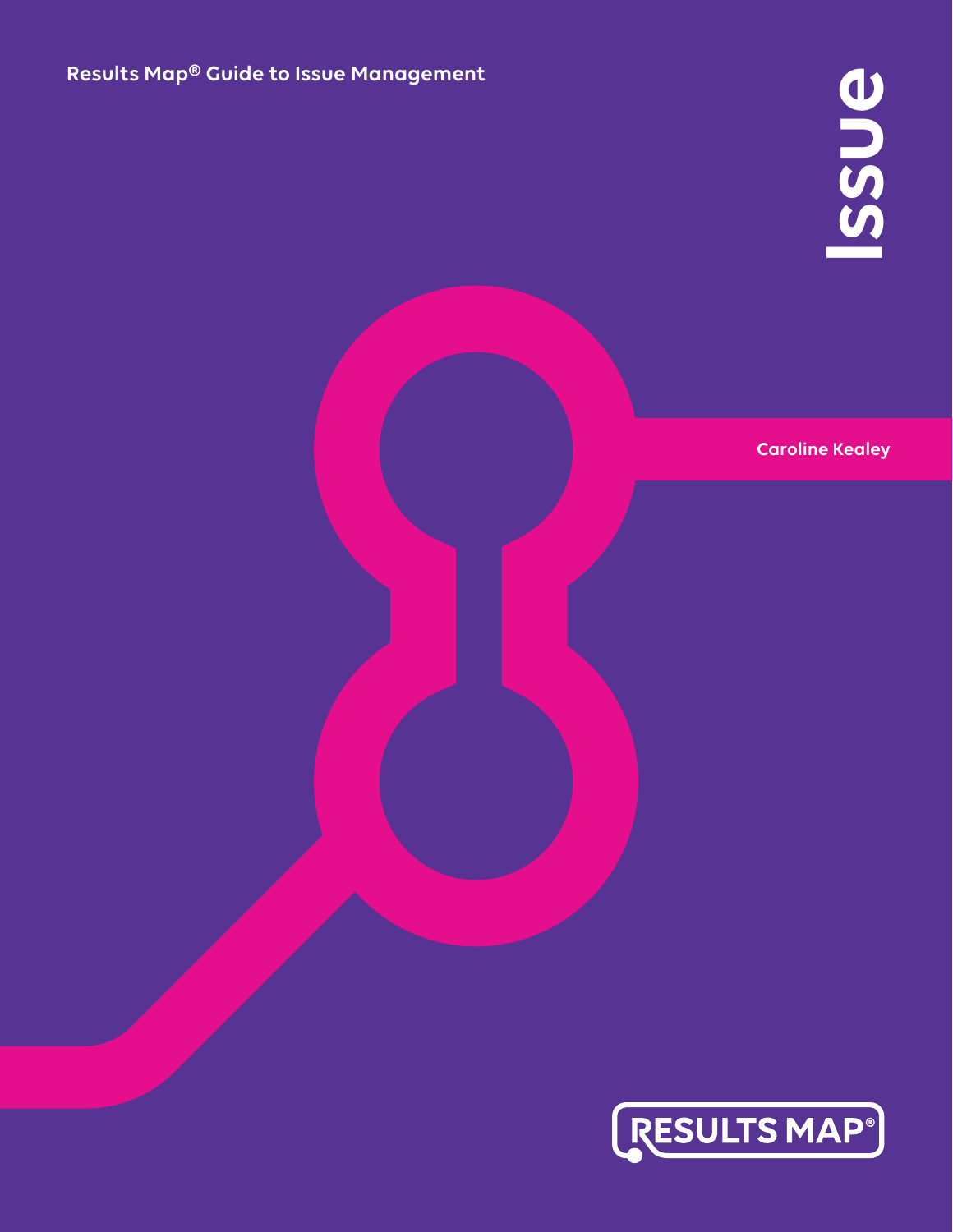Results Map® Guide to Issue Management

# Issue

Caroline Kealey

RESULTS MAP®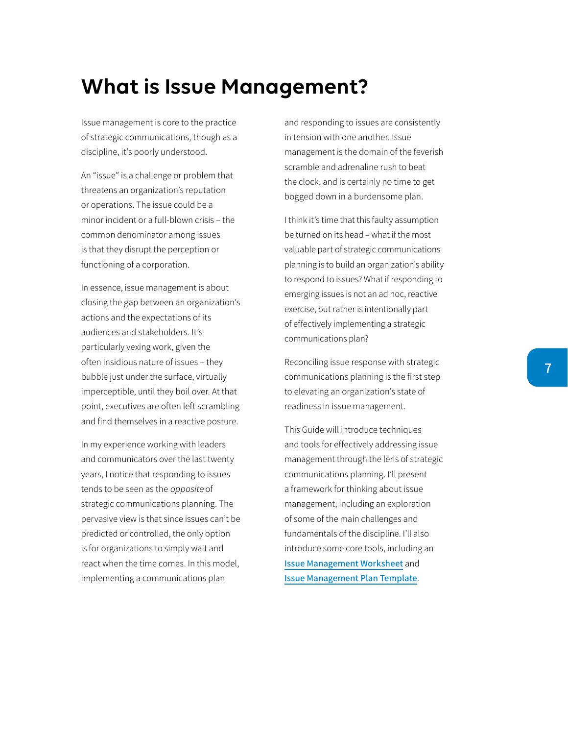# What is Issue Management?

Issue management is core to the practice of strategic communications, though as a discipline, it's poorly understood.

An "issue" is a challenge or problem that threatens an organization's reputation or operations. The issue could be a minor incident or a full-blown crisis – the common denominator among issues is that they disrupt the perception or functioning of a corporation.

In essence, issue management is about closing the gap between an organization's actions and the expectations of its audiences and stakeholders. It's particularly vexing work, given the often insidious nature of issues – they bubble just under the surface, virtually imperceptible, until they boil over. At that point, executives are often left scrambling and find themselves in a reactive posture.

In my experience working with leaders and communicators over the last twenty years, I notice that responding to issues tends to be seen as the *opposite* of strategic communications planning. The pervasive view is that since issues can't be predicted or controlled, the only option is for organizations to simply wait and react when the time comes. In this model, implementing a communications plan and responding to issues are consistently in tension with one another. Issue management is the domain of the feverish scramble and adrenaline rush to beat the clock, and is certainly no time to get bogged down in a burdensome plan.

I think it's time that this faulty assumption be turned on its head – what if the most valuable part of strategic communications planning is to build an organization's ability to respond to issues? What if responding to emerging issues is not an ad hoc, reactive exercise, but rather is intentionally part of effectively implementing a strategic communications plan?

Reconciling issue response with strategic communications planning is the first step to elevating an organization's state of readiness in issue management.

This Guide will introduce techniques and tools for effectively addressing issue management through the lens of strategic communications planning. I'll present a framework for thinking about issue management, including an exploration of some of the main challenges and fundamentals of the discipline. I'll also introduce some core tools, including an **Issue Management Worksheet** and **Issue Management Plan Template**.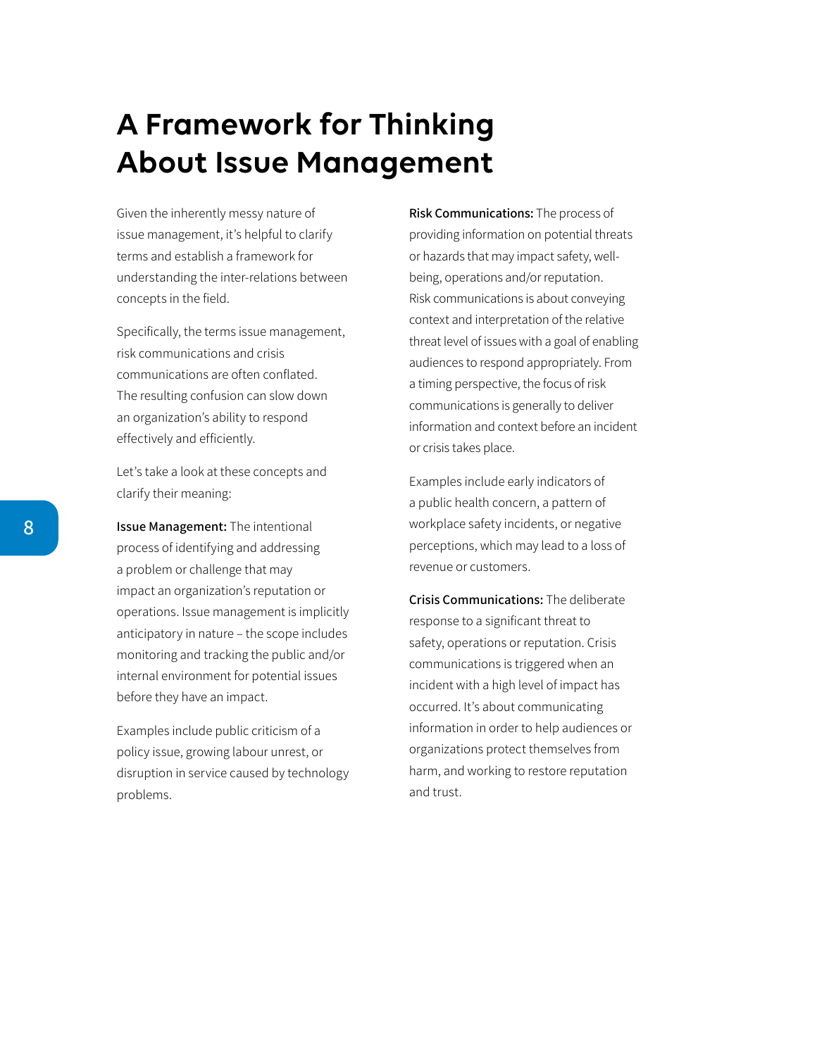# A Framework for Thinking About Issue Management

Given the inherently messy nature of issue management, it's helpful to clarify terms and establish a framework for understanding the inter-relations between concepts in the field.

Specifically, the terms issue management, risk communications and crisis communications are often conflated. The resulting confusion can slow down an organization's ability to respond effectively and efficiently.

Let's take a look at these concepts and clarify their meaning:

**Issue Management:** The intentional process of identifying and addressing a problem or challenge that may impact an organization's reputation or operations. Issue management is implicitly anticipatory in nature – the scope includes monitoring and tracking the public and/or internal environment for potential issues before they have an impact.

Examples include public criticism of a policy issue, growing labour unrest, or disruption in service caused by technology problems.

**Risk Communications:** The process of providing information on potential threats or hazards that may impact safety, well-being, operations and/or reputation. Risk communications is about conveying context and interpretation of the relative threat level of issues with a goal of enabling audiences to respond appropriately. From a timing perspective, the focus of risk communications is generally to deliver information and context before an incident or crisis takes place.

Examples include early indicators of a public health concern, a pattern of workplace safety incidents, or negative perceptions, which may lead to a loss of revenue or customers.

**Crisis Communications:** The deliberate response to a significant threat to safety, operations or reputation. Crisis communications is triggered when an incident with a high level of impact has occurred. It's about communicating information in order to help audiences or organizations protect themselves from harm, and working to restore reputation and trust.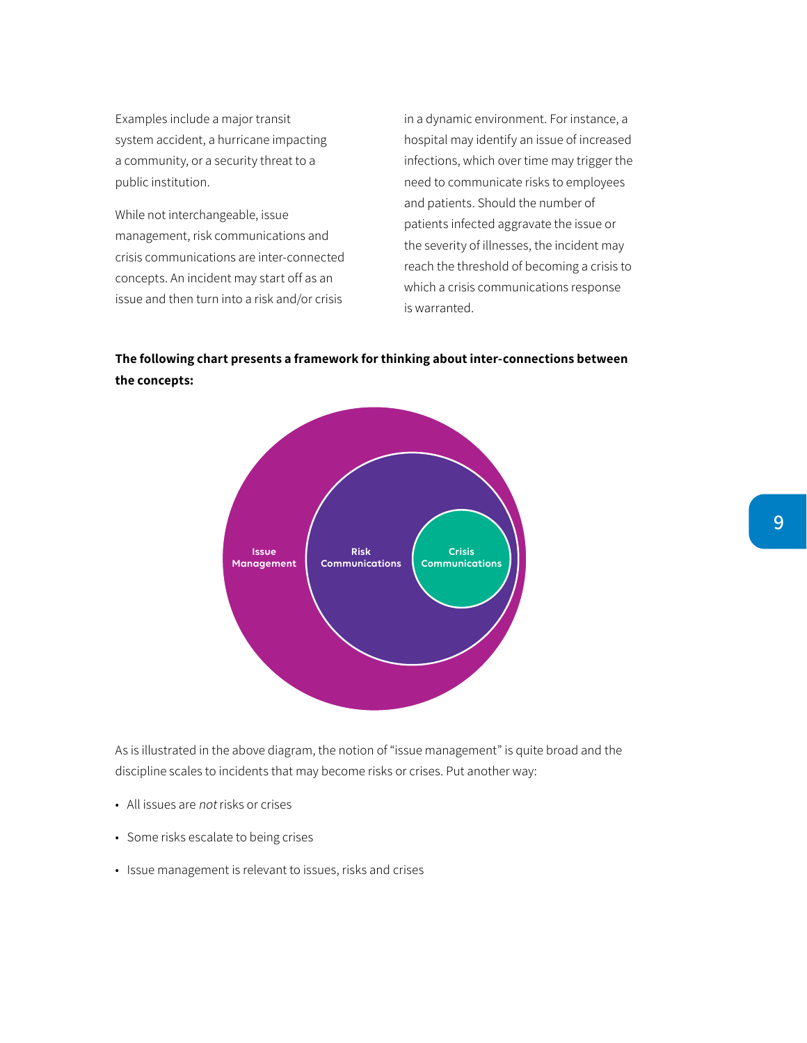Examples include a major transit system accident, a hurricane impacting a community, or a security threat to a public institution.

While not interchangeable, issue management, risk communications and crisis communications are inter-connected concepts. An incident may start off as an issue and then turn into a risk and/or crisis in a dynamic environment. For instance, a hospital may identify an issue of increased infections, which over time may trigger the need to communicate risks to employees and patients. Should the number of patients infected aggravate the issue or the severity of illnesses, the incident may reach the threshold of becoming a crisis to which a crisis communications response is warranted.

**The following chart presents a framework for thinking about inter-connections between the concepts:**

Issue Management

Risk Communications

Crisis Communications

As is illustrated in the above diagram, the notion of "issue management" is quite broad and the discipline scales to incidents that may become risks or crises. Put another way:

- All issues are *not* risks or crises
- Some risks escalate to being crises
- Issue management is relevant to issues, risks and crises